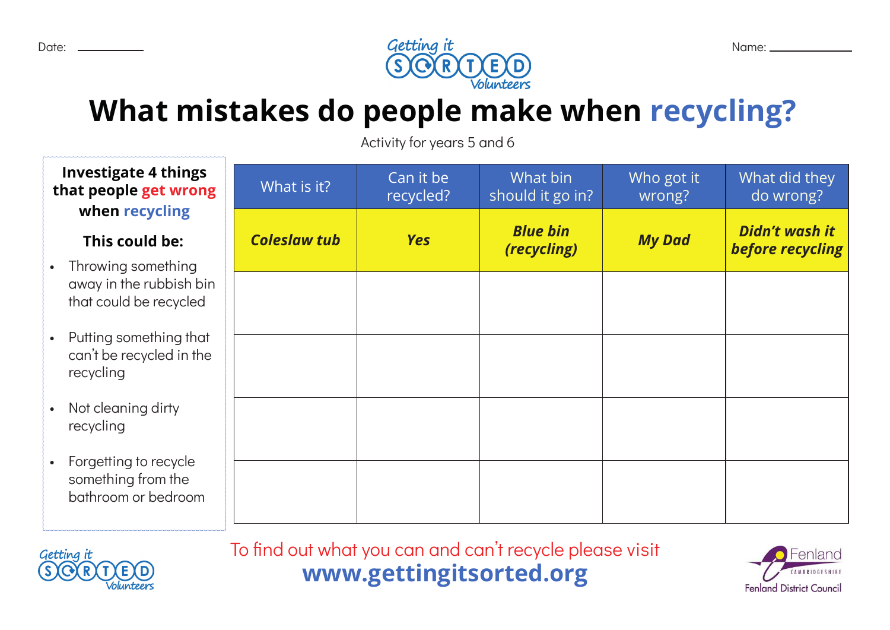Date: __________

Getting it SORTED Volunteers

Name: __________

# What mistakes do people make when recycling?

Activity for years 5 and 6

**Investigate 4 things that people get wrong when recycling**

**This could be:**

- Throwing something away in the rubbish bin that could be recycled
- Putting something that can't be recycled in the recycling
- Not cleaning dirty recycling
- Forgetting to recycle something from the bathroom or bedroom

| What is it? | Can it be recycled? | What bin should it go in? | Who got it wrong? | What did they do wrong? |
|---|---|---|---|---|
| ***Coleslaw tub*** | ***Yes*** | ***Blue bin (recycling)*** | ***My Dad*** | ***Didn't wash it before recycling*** |
| | | | | |
| | | | | |
| | | | | |
| | | | | |

To find out what you can and can't recycle please visit

**www.gettingitsorted.org**

Getting it SORTED Volunteers

Fenland CAMBRIDGESHIRE Fenland District Council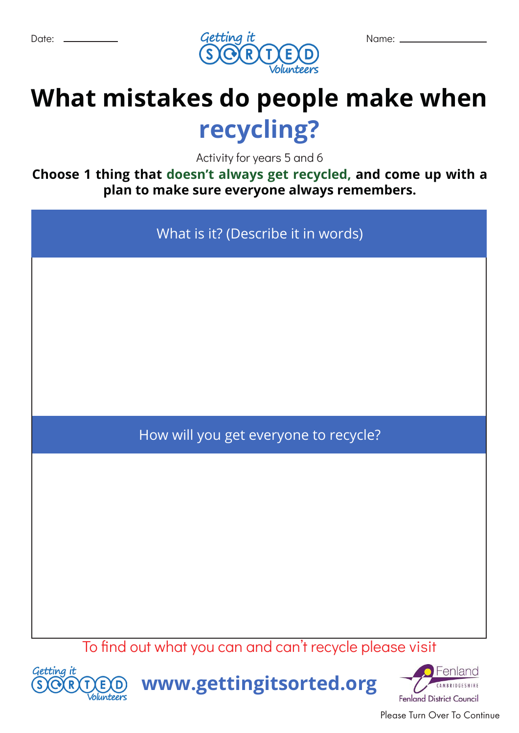Date: ___________ Name: _______________

Getting it SORTED Volunteers

# What mistakes do people make when recycling?

Activity for years 5 and 6

**Choose 1 thing that doesn't always get recycled, and come up with a plan to make sure everyone always remembers.**

| What is it? (Describe it in words) |
| --- |
| |

| How will you get everyone to recycle? |
| --- |
| |

To find out what you can and can't recycle please visit

**www.gettingitsorted.org**

Fenland Cambridgeshire – Fenland District Council

Please Turn Over To Continue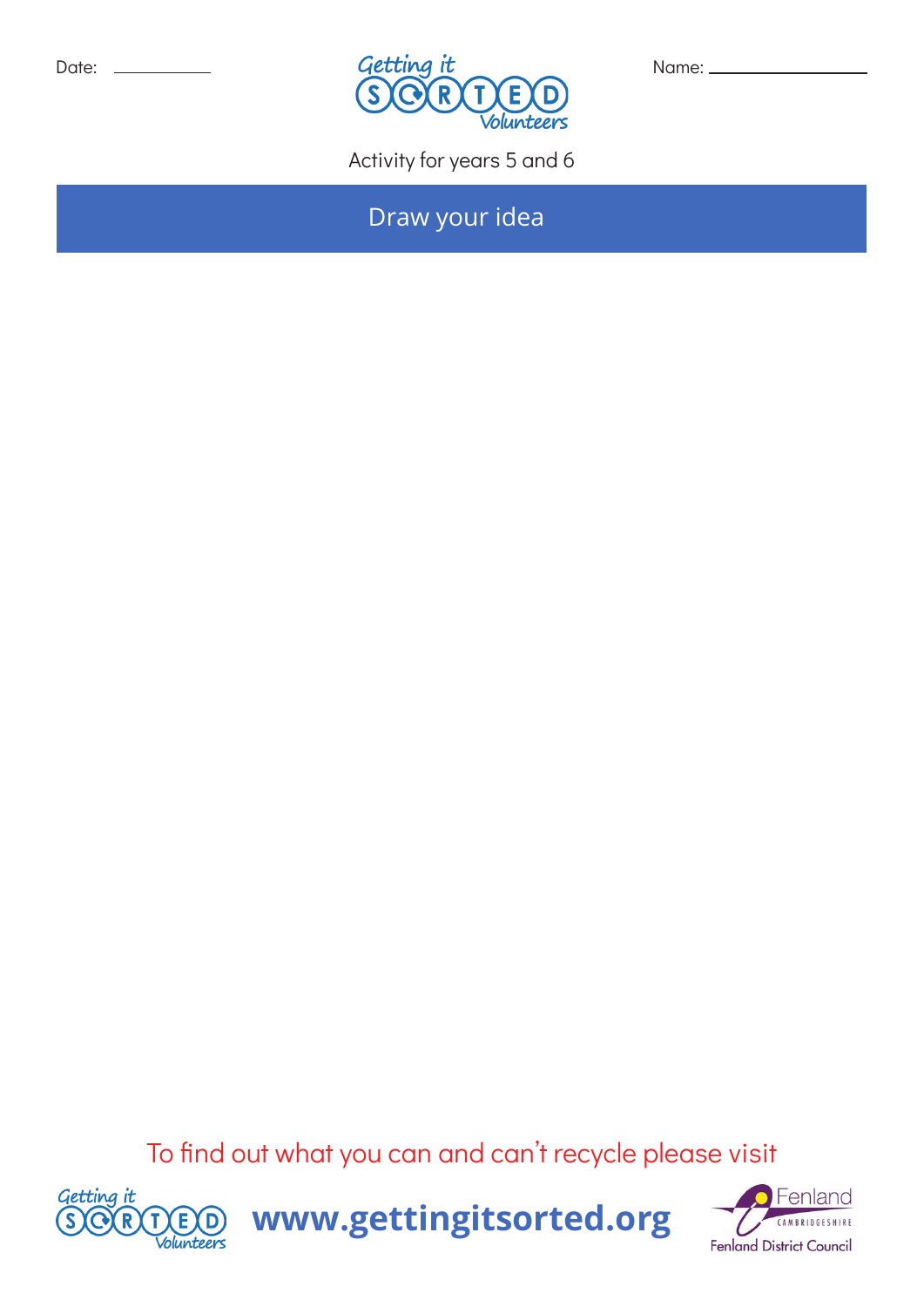Date: ____________

Name: ________________

Activity for years 5 and 6

## Draw your idea

To find out what you can and can't recycle please visit

**www.gettingitsorted.org**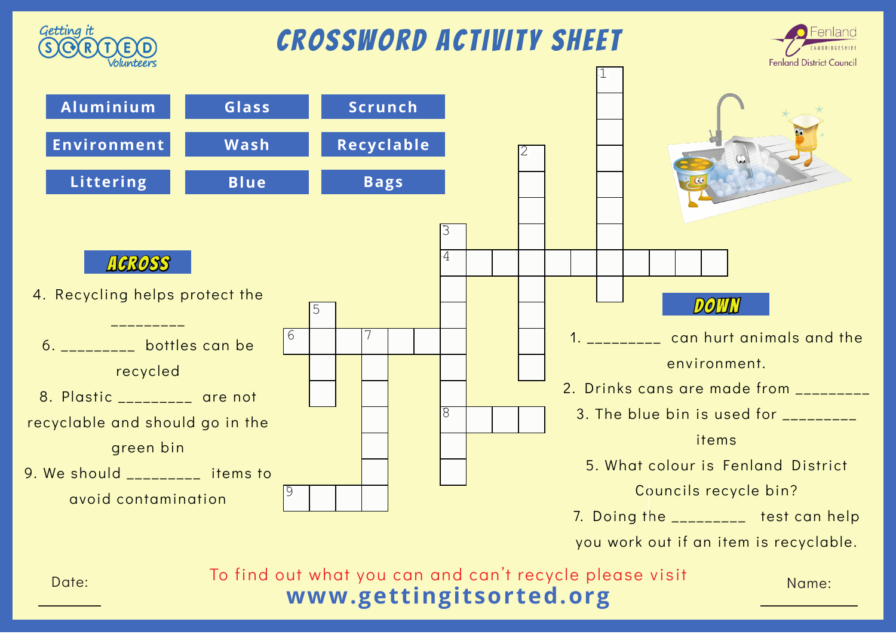# CROSSWORD ACTIVITY SHEET

Getting it SORTED Volunteers

Fenland CAMBRIDGESHIRE Fenland District Council

| Aluminium | Glass | Scrunch |
|---|---|---|
| Environment | Wash | Recyclable |
| Littering | Blue | Bags |

## ACROSS

4. Recycling helps protect the _________
6. _________ bottles can be recycled
8. Plastic _________ are not recyclable and should go in the green bin
9. We should _________ items to avoid contamination

## DOWN

1. _________ can hurt animals and the environment.
2. Drinks cans are made from _________
3. The blue bin is used for _________ items
5. What colour is Fenland District Councils recycle bin?
7. Doing the _________ test can help you work out if an item is recyclable.

Date: ________

To find out what you can and can't recycle please visit
**www.gettingitsorted.org**

Name: ________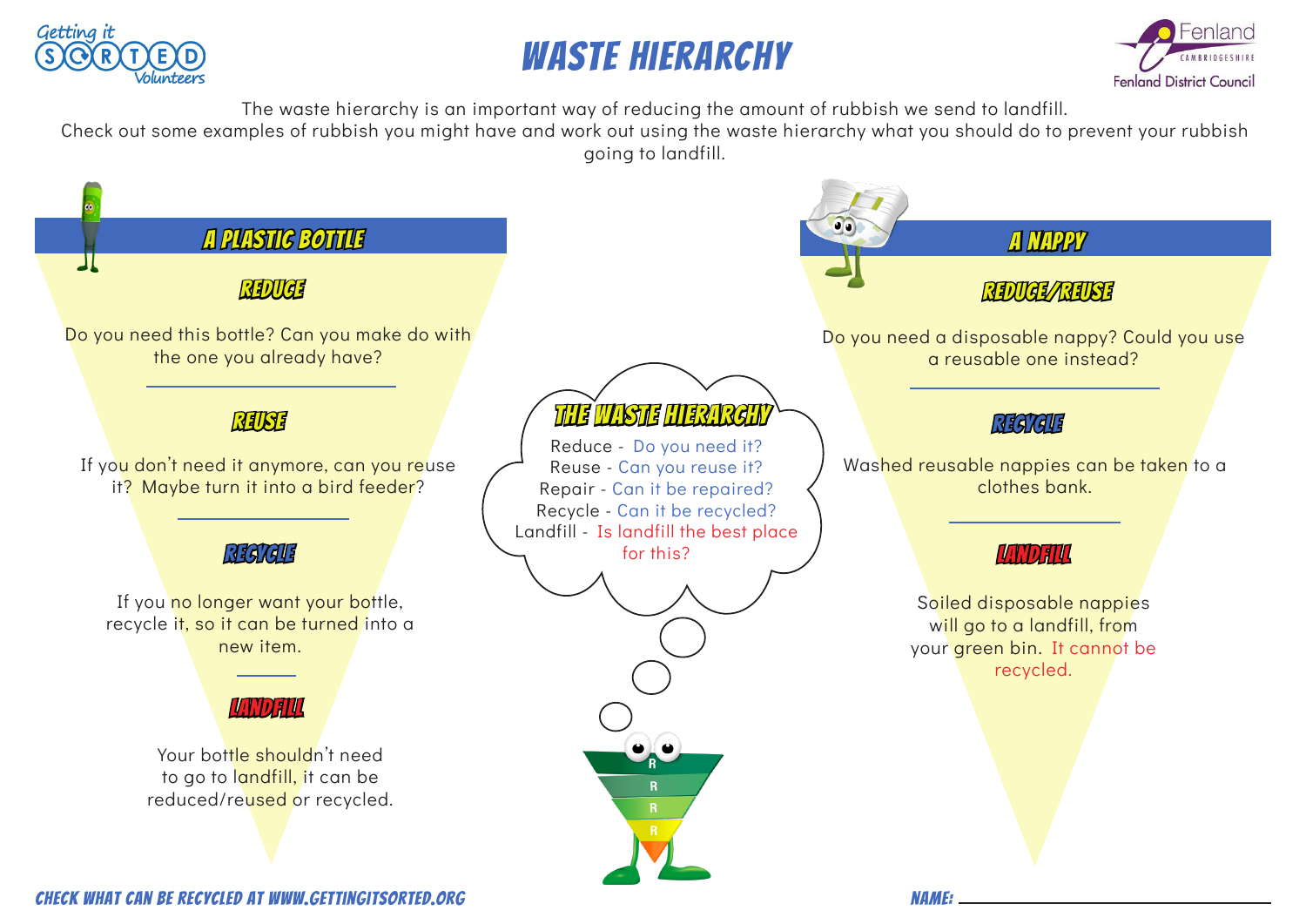# WASTE HIERARCHY

The waste hierarchy is an important way of reducing the amount of rubbish we send to landfill.
Check out some examples of rubbish you might have and work out using the waste hierarchy what you should do to prevent your rubbish going to landfill.

## A PLASTIC BOTTLE

### REDUCE

Do you need this bottle? Can you make do with the one you already have?

### REUSE

If you don't need it anymore, can you reuse it? Maybe turn it into a bird feeder?

### RECYCLE

If you no longer want your bottle, recycle it, so it can be turned into a new item.

### LANDFILL

Your bottle shouldn't need to go to landfill, it can be reduced/reused or recycled.

## THE WASTE HIERARCHY

Reduce - Do you need it?
Reuse - Can you reuse it?
Repair - Can it be repaired?
Recycle - Can it be recycled?
Landfill - Is landfill the best place for this?

## A NAPPY

### REDUCE/REUSE

Do you need a disposable nappy? Could you use a reusable one instead?

### RECYCLE

Washed reusable nappies can be taken to a clothes bank.

### LANDFILL

Soiled disposable nappies will go to a landfill, from your green bin. It cannot be recycled.

CHECK WHAT CAN BE RECYCLED AT WWW.GETTINGITSORTED.ORG

NAME: ______________________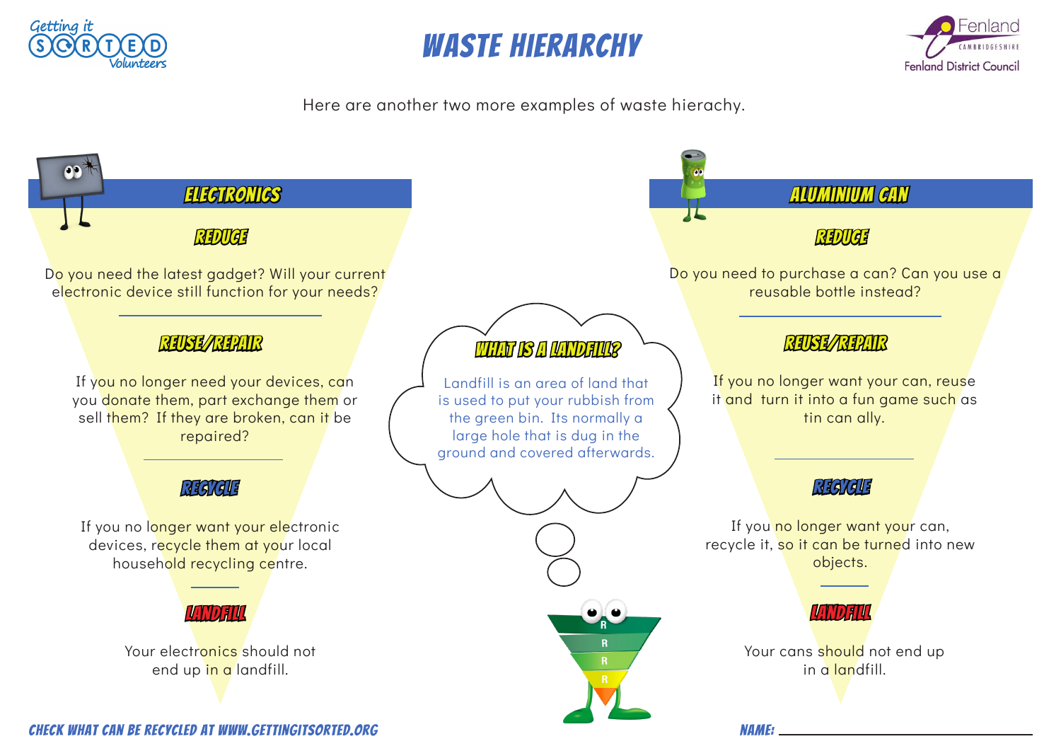# WASTE HIERARCHY

Here are another two more examples of waste hierachy.

## ELECTRONICS

### REDUCE

Do you need the latest gadget? Will your current electronic device still function for your needs?

### REUSE/REPAIR

If you no longer need your devices, can you donate them, part exchange them or sell them? If they are broken, can it be repaired?

### RECYCLE

If you no longer want your electronic devices, recycle them at your local household recycling centre.

### LANDFILL

Your electronics should not end up in a landfill.

## WHAT IS A LANDFILL?

Landfill is an area of land that is used to put your rubbish from the green bin. Its normally a large hole that is dug in the ground and covered afterwards.

## ALUMINIUM CAN

### REDUCE

Do you need to purchase a can? Can you use a reusable bottle instead?

### REUSE/REPAIR

If you no longer want your can, reuse it and turn it into a fun game such as tin can ally.

### RECYCLE

If you no longer want your can, recycle it, so it can be turned into new objects.

### LANDFILL

Your cans should not end up in a landfill.

CHECK WHAT CAN BE RECYCLED AT WWW.GETTINGITSORTED.ORG

NAME: ______________________________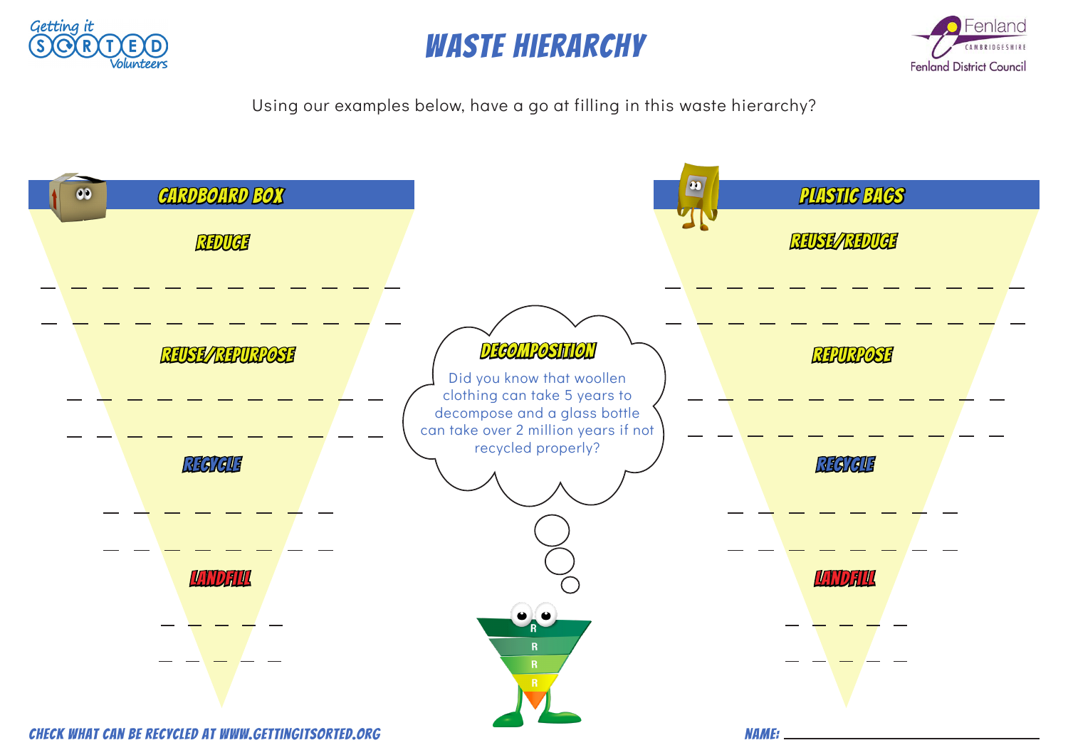# WASTE HIERARCHY

Using our examples below, have a go at filling in this waste hierarchy?

## CARDBOARD BOX

### REDUCE

_ _ _ _ _ _ _ _ _ _ _ _

_ _ _ _ _ _ _ _ _ _ _ _

### REUSE/REPURPOSE

_ _ _ _ _ _ _ _ _ _ _

_ _ _ _ _ _ _ _ _ _ _

### RECYCLE

_ _ _ _ _ _ _ _

_ _ _ _ _ _ _ _

### LANDFILL

_ _ _ _ _

_ _ _ _ _

## DECOMPOSITION

Did you know that woollen clothing can take 5 years to decompose and a glass bottle can take over 2 million years if not recycled properly?

## PLASTIC BAGS

### REUSE/REDUCE

_ _ _ _ _ _ _ _ _ _ _ _

_ _ _ _ _ _ _ _ _ _ _ _

### REPURPOSE

_ _ _ _ _ _ _ _ _ _ _

_ _ _ _ _ _ _ _ _ _ _

### RECYCLE

_ _ _ _ _ _ _ _

_ _ _ _ _ _ _ _

### LANDFILL

_ _ _ _ _

_ _ _ _ _

CHECK WHAT CAN BE RECYCLED AT WWW.GETTINGITSORTED.ORG

NAME: ______________________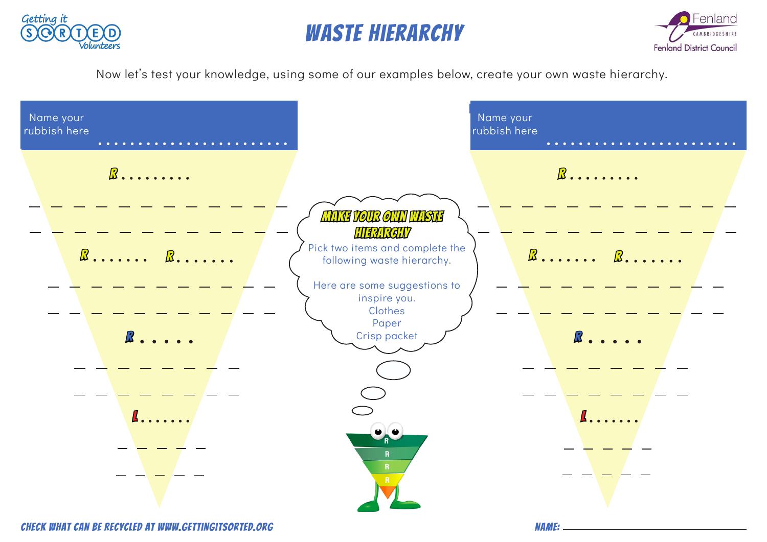# WASTE HIERARCHY

Now let's test your knowledge, using some of our examples below, create your own waste hierarchy.

Name your rubbish here ........................

R.........

_ _ _ _ _ _ _ _ _ _ _ _

_ _ _ _ _ _ _ _ _ _ _ _

R....... R.......

_ _ _ _ _ _ _ _ _ _ _

_ _ _ _ _ _ _ _ _ _ _

R.....

_ _ _ _ _ _ _ _

_ _ _ _ _ _ _ _

L.......

_ _ _ _ _

_ _ _ _ _

**MAKE YOUR OWN WASTE HIERARCHY**

Pick two items and complete the following waste hierarchy.

Here are some suggestions to inspire you.

Clothes
Paper
Crisp packet

Name your rubbish here ........................

R.........

_ _ _ _ _ _ _ _ _ _ _ _

_ _ _ _ _ _ _ _ _ _ _ _

R....... R.......

_ _ _ _ _ _ _ _ _ _ _

_ _ _ _ _ _ _ _ _ _ _

R.....

_ _ _ _ _ _ _ _

_ _ _ _ _ _ _ _

L.......

_ _ _ _ _

_ _ _ _ _

CHECK WHAT CAN BE RECYCLED AT WWW.GETTINGITSORTED.ORG

NAME: ______________________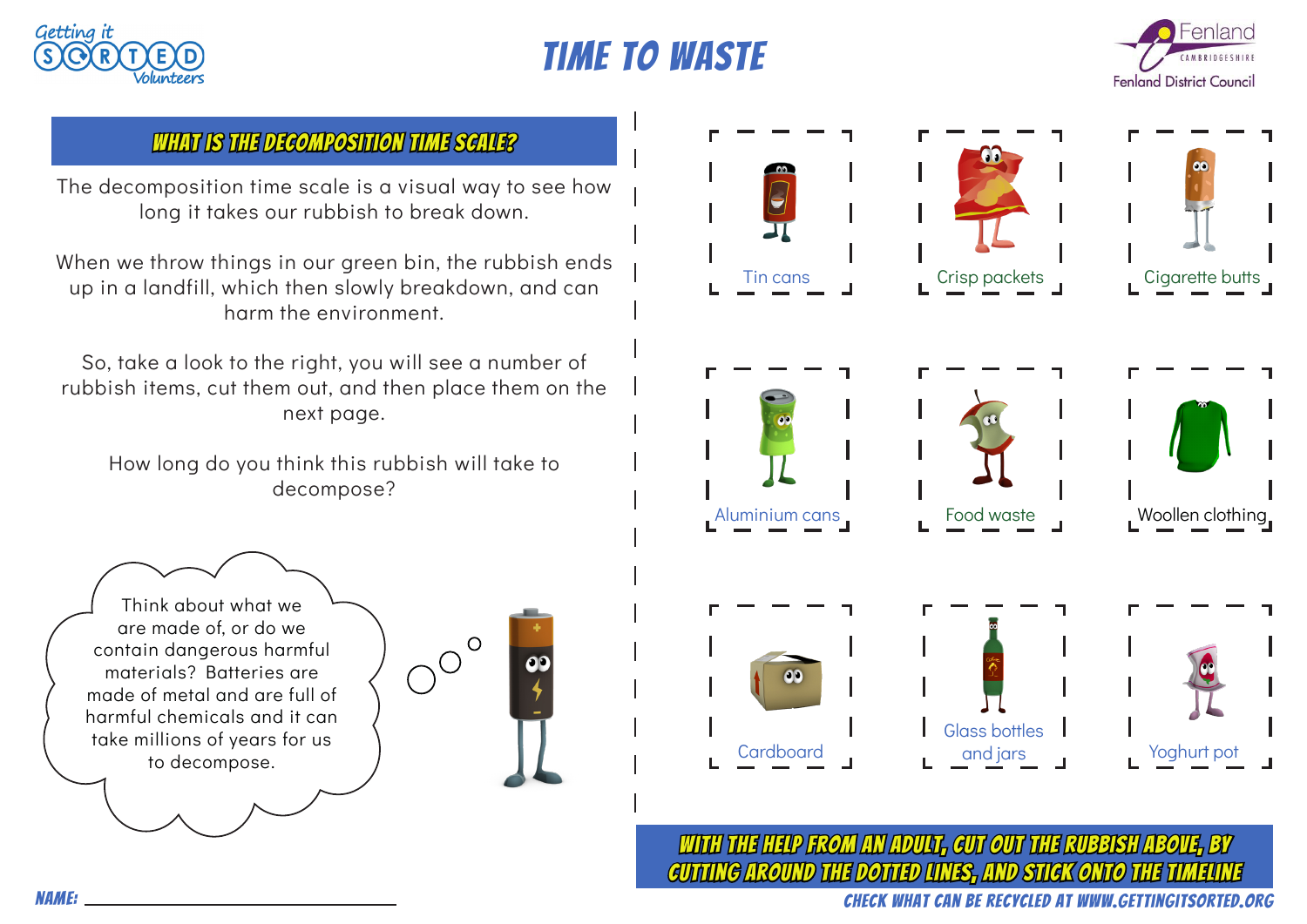Getting it SORTED Volunteers

# TIME TO WASTE

Fenland CAMBRIDGESHIRE Fenland District Council

## WHAT IS THE DECOMPOSITION TIME SCALE?

The decomposition time scale is a visual way to see how long it takes our rubbish to break down.

When we throw things in our green bin, the rubbish ends up in a landfill, which then slowly breakdown, and can harm the environment.

So, take a look to the right, you will see a number of rubbish items, cut them out, and then place them on the next page.

How long do you think this rubbish will take to decompose?

Think about what we are made of, or do we contain dangerous harmful materials? Batteries are made of metal and are full of harmful chemicals and it can take millions of years for us to decompose.

Tin cans

Crisp packets

Cigarette butts

Aluminium cans

Food waste

Woollen clothing

Cardboard

Glass bottles and jars

Yoghurt pot

**WITH THE HELP FROM AN ADULT, CUT OUT THE RUBBISH ABOVE, BY CUTTING AROUND THE DOTTED LINES, AND STICK ONTO THE TIMELINE**

NAME: ______________________________

CHECK WHAT CAN BE RECYCLED AT WWW.GETTINGITSORTED.ORG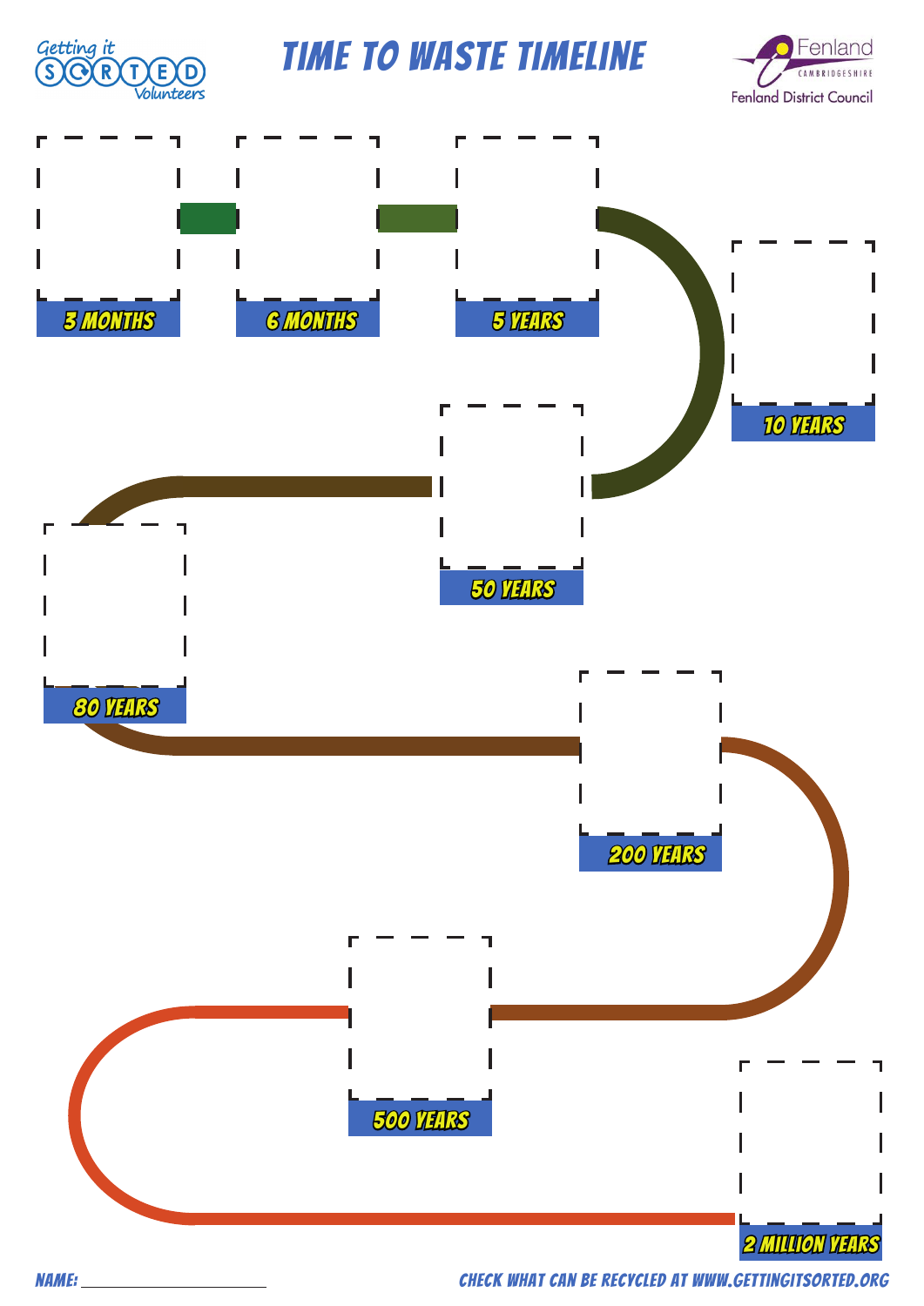Getting it SORTED Volunteers

# TIME TO WASTE TIMELINE

Fenland CAMBRIDGESHIRE
Fenland District Council

3 MONTHS

6 MONTHS

5 YEARS

10 YEARS

50 YEARS

80 YEARS

200 YEARS

500 YEARS

2 MILLION YEARS

NAME: ____________________

CHECK WHAT CAN BE RECYCLED AT WWW.GETTINGITSORTED.ORG